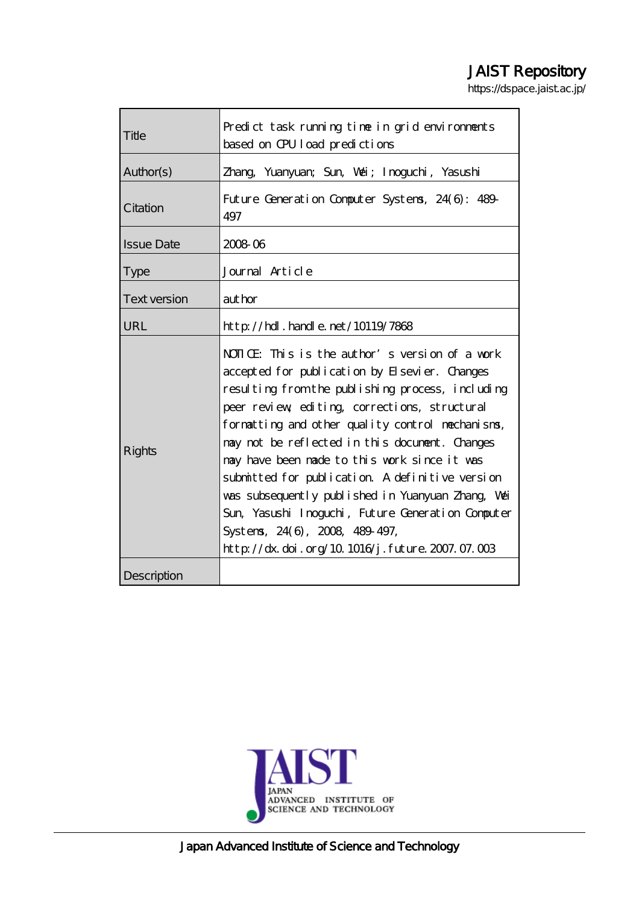JAIST Repository

https://dspace.jaist.ac.jp/

| | |
|---|---|
| Title | Predict task running time in grid environments based on CPU load predictions |
| Author(s) | Zhang, Yuanyuan; Sun, Wei; Inoguchi, Yasushi |
| Citation | Future Generation Computer Systems, 24(6): 489-497 |
| Issue Date | 2008-06 |
| Type | Journal Article |
| Text version | author |
| URL | http://hdl.handle.net/10119/7868 |
| Rights | NOTICE: This is the author's version of a work accepted for publication by Elsevier. Changes resulting from the publishing process, including peer review, editing, corrections, structural formatting and other quality control mechanisms, may not be reflected in this document. Changes may have been made to this work since it was submitted for publication. A definitive version was subsequently published in Yuanyuan Zhang, Wei Sun, Yasushi Inoguchi, Future Generation Computer Systems, 24(6), 2008, 489-497, http://dx.doi.org/10.1016/j.future.2007.07.003 |
| Description | |

JAIST
JAPAN ADVANCED INSTITUTE OF SCIENCE AND TECHNOLOGY

Japan Advanced Institute of Science and Technology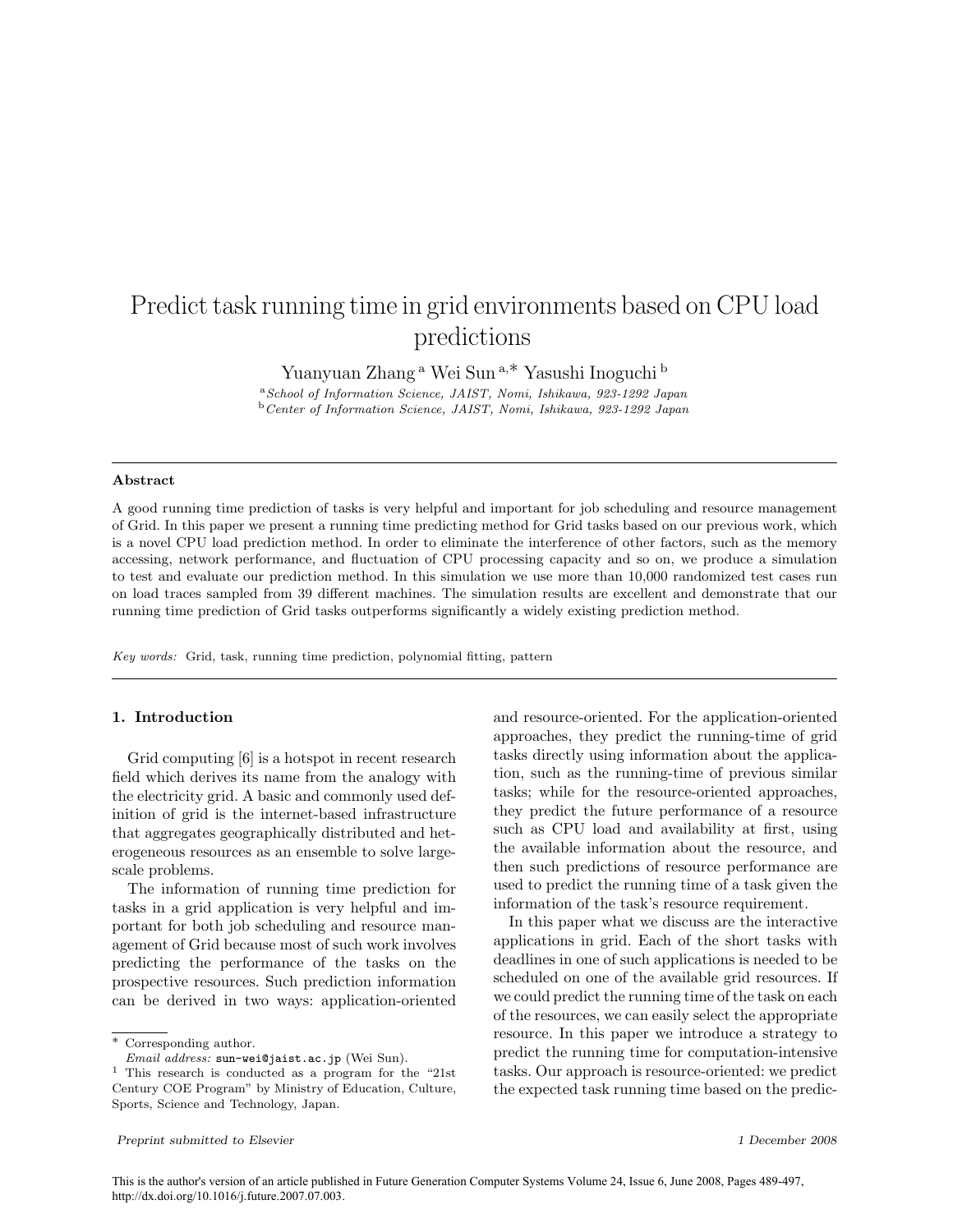# Predict task running time in grid environments based on CPU load predictions

Yuanyuan Zhang [a] Wei Sun [a,*] Yasushi Inoguchi [b]

[a] *School of Information Science, JAIST, Nomi, Ishikawa, 923-1292 Japan*
[b] *Center of Information Science, JAIST, Nomi, Ishikawa, 923-1292 Japan*

---

**Abstract**

A good running time prediction of tasks is very helpful and important for job scheduling and resource management of Grid. In this paper we present a running time predicting method for Grid tasks based on our previous work, which is a novel CPU load prediction method. In order to eliminate the interference of other factors, such as the memory accessing, network performance, and fluctuation of CPU processing capacity and so on, we produce a simulation to test and evaluate our prediction method. In this simulation we use more than 10,000 randomized test cases run on load traces sampled from 39 different machines. The simulation results are excellent and demonstrate that our running time prediction of Grid tasks outperforms significantly a widely existing prediction method.

*Key words:* Grid, task, running time prediction, polynomial fitting, pattern

---

## 1. Introduction

Grid computing [6] is a hotspot in recent research field which derives its name from the analogy with the electricity grid. A basic and commonly used definition of grid is the internet-based infrastructure that aggregates geographically distributed and heterogeneous resources as an ensemble to solve large-scale problems.

The information of running time prediction for tasks in a grid application is very helpful and important for both job scheduling and resource management of Grid because most of such work involves predicting the performance of the tasks on the prospective resources. Such prediction information can be derived in two ways: application-oriented and resource-oriented. For the application-oriented approaches, they predict the running-time of grid tasks directly using information about the application, such as the running-time of previous similar tasks; while for the resource-oriented approaches, they predict the future performance of a resource such as CPU load and availability at first, using the available information about the resource, and then such predictions of resource performance are used to predict the running time of a task given the information of the task's resource requirement.

In this paper what we discuss are the interactive applications in grid. Each of the short tasks with deadlines in one of such applications is needed to be scheduled on one of the available grid resources. If we could predict the running time of the task on each of the resources, we can easily select the appropriate resource. In this paper we introduce a strategy to predict the running time for computation-intensive tasks. Our approach is resource-oriented: we predict the expected task running time based on the predic-

---

* Corresponding author.
*Email address:* sun-wei@jaist.ac.jp (Wei Sun).
[1] This research is conducted as a program for the "21st Century COE Program" by Ministry of Education, Culture, Sports, Science and Technology, Japan.

Preprint submitted to Elsevier — 1 December 2008

This is the author's version of an article published in Future Generation Computer Systems Volume 24, Issue 6, June 2008, Pages 489-497, http://dx.doi.org/10.1016/j.future.2007.07.003.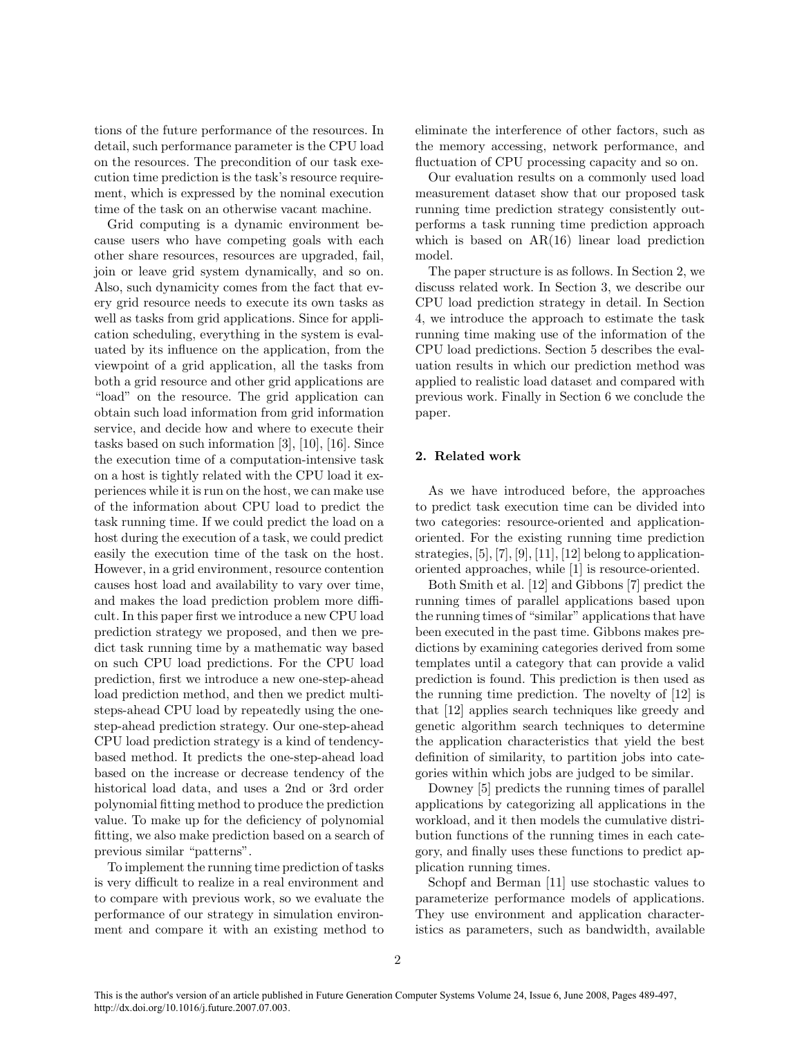tions of the future performance of the resources. In detail, such performance parameter is the CPU load on the resources. The precondition of our task execution time prediction is the task's resource requirement, which is expressed by the nominal execution time of the task on an otherwise vacant machine.

Grid computing is a dynamic environment because users who have competing goals with each other share resources, resources are upgraded, fail, join or leave grid system dynamically, and so on. Also, such dynamicity comes from the fact that every grid resource needs to execute its own tasks as well as tasks from grid applications. Since for application scheduling, everything in the system is evaluated by its influence on the application, from the viewpoint of a grid application, all the tasks from both a grid resource and other grid applications are "load" on the resource. The grid application can obtain such load information from grid information service, and decide how and where to execute their tasks based on such information [3], [10], [16]. Since the execution time of a computation-intensive task on a host is tightly related with the CPU load it experiences while it is run on the host, we can make use of the information about CPU load to predict the task running time. If we could predict the load on a host during the execution of a task, we could predict easily the execution time of the task on the host. However, in a grid environment, resource contention causes host load and availability to vary over time, and makes the load prediction problem more difficult. In this paper first we introduce a new CPU load prediction strategy we proposed, and then we predict task running time by a mathematic way based on such CPU load predictions. For the CPU load prediction, first we introduce a new one-step-ahead load prediction method, and then we predict multi-steps-ahead CPU load by repeatedly using the one-step-ahead prediction strategy. Our one-step-ahead CPU load prediction strategy is a kind of tendency-based method. It predicts the one-step-ahead load based on the increase or decrease tendency of the historical load data, and uses a 2nd or 3rd order polynomial fitting method to produce the prediction value. To make up for the deficiency of polynomial fitting, we also make prediction based on a search of previous similar "patterns".

To implement the running time prediction of tasks is very difficult to realize in a real environment and to compare with previous work, so we evaluate the performance of our strategy in simulation environment and compare it with an existing method to eliminate the interference of other factors, such as the memory accessing, network performance, and fluctuation of CPU processing capacity and so on.

Our evaluation results on a commonly used load measurement dataset show that our proposed task running time prediction strategy consistently outperforms a task running time prediction approach which is based on AR(16) linear load prediction model.

The paper structure is as follows. In Section 2, we discuss related work. In Section 3, we describe our CPU load prediction strategy in detail. In Section 4, we introduce the approach to estimate the task running time making use of the information of the CPU load predictions. Section 5 describes the evaluation results in which our prediction method was applied to realistic load dataset and compared with previous work. Finally in Section 6 we conclude the paper.

## 2. Related work

As we have introduced before, the approaches to predict task execution time can be divided into two categories: resource-oriented and application-oriented. For the existing running time prediction strategies, [5], [7], [9], [11], [12] belong to application-oriented approaches, while [1] is resource-oriented.

Both Smith et al. [12] and Gibbons [7] predict the running times of parallel applications based upon the running times of "similar" applications that have been executed in the past time. Gibbons makes predictions by examining categories derived from some templates until a category that can provide a valid prediction is found. This prediction is then used as the running time prediction. The novelty of [12] is that [12] applies search techniques like greedy and genetic algorithm search techniques to determine the application characteristics that yield the best definition of similarity, to partition jobs into categories within which jobs are judged to be similar.

Downey [5] predicts the running times of parallel applications by categorizing all applications in the workload, and it then models the cumulative distribution functions of the running times in each category, and finally uses these functions to predict application running times.

Schopf and Berman [11] use stochastic values to parameterize performance models of applications. They use environment and application characteristics as parameters, such as bandwidth, available

This is the author's version of an article published in Future Generation Computer Systems Volume 24, Issue 6, June 2008, Pages 489-497, http://dx.doi.org/10.1016/j.future.2007.07.003.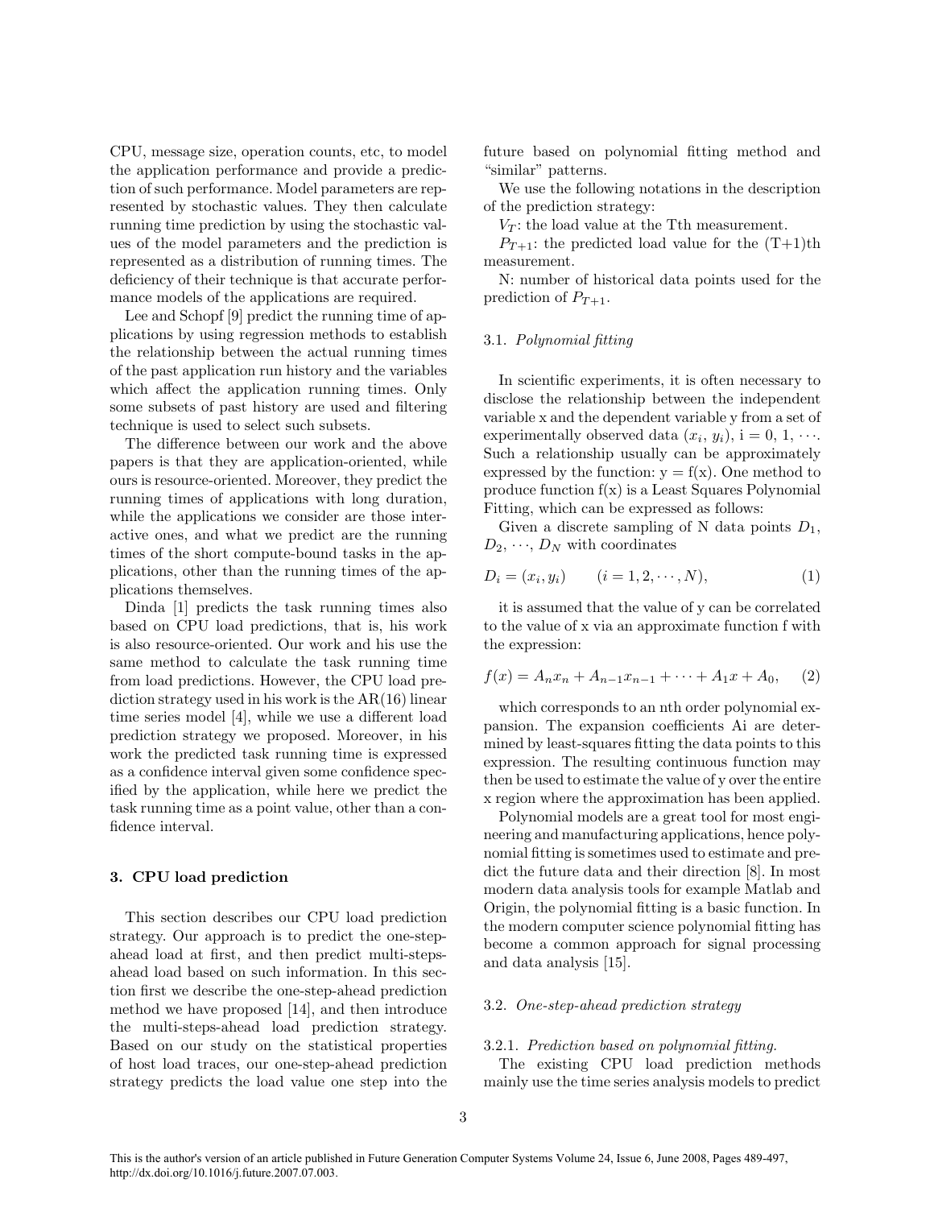CPU, message size, operation counts, etc, to model the application performance and provide a prediction of such performance. Model parameters are represented by stochastic values. They then calculate running time prediction by using the stochastic values of the model parameters and the prediction is represented as a distribution of running times. The deficiency of their technique is that accurate performance models of the applications are required.

Lee and Schopf [9] predict the running time of applications by using regression methods to establish the relationship between the actual running times of the past application run history and the variables which affect the application running times. Only some subsets of past history are used and filtering technique is used to select such subsets.

The difference between our work and the above papers is that they are application-oriented, while ours is resource-oriented. Moreover, they predict the running times of applications with long duration, while the applications we consider are those interactive ones, and what we predict are the running times of the short compute-bound tasks in the applications, other than the running times of the applications themselves.

Dinda [1] predicts the task running times also based on CPU load predictions, that is, his work is also resource-oriented. Our work and his use the same method to calculate the task running time from load predictions. However, the CPU load prediction strategy used in his work is the AR(16) linear time series model [4], while we use a different load prediction strategy we proposed. Moreover, in his work the predicted task running time is expressed as a confidence interval given some confidence specified by the application, while here we predict the task running time as a point value, other than a confidence interval.

## 3. CPU load prediction

This section describes our CPU load prediction strategy. Our approach is to predict the one-step-ahead load at first, and then predict multi-steps-ahead load based on such information. In this section first we describe the one-step-ahead prediction method we have proposed [14], and then introduce the multi-steps-ahead load prediction strategy. Based on our study on the statistical properties of host load traces, our one-step-ahead prediction strategy predicts the load value one step into the future based on polynomial fitting method and "similar" patterns.

We use the following notations in the description of the prediction strategy:

$V_T$: the load value at the Tth measurement.

$P_{T+1}$: the predicted load value for the (T+1)th measurement.

N: number of historical data points used for the prediction of $P_{T+1}$.

### 3.1. *Polynomial fitting*

In scientific experiments, it is often necessary to disclose the relationship between the independent variable x and the dependent variable y from a set of experimentally observed data $(x_i, y_i)$, i = 0, 1, $\cdots$. Such a relationship usually can be approximately expressed by the function: y = f(x). One method to produce function f(x) is a Least Squares Polynomial Fitting, which can be expressed as follows:

Given a discrete sampling of N data points $D_1$, $D_2$, $\cdots$, $D_N$ with coordinates

$$D_i = (x_i, y_i) \qquad (i = 1, 2, \cdots, N), \tag{1}$$

it is assumed that the value of y can be correlated to the value of x via an approximate function f with the expression:

$$f(x) = A_n x_n + A_{n-1} x_{n-1} + \cdots + A_1 x + A_0, \tag{2}$$

which corresponds to an nth order polynomial expansion. The expansion coefficients Ai are determined by least-squares fitting the data points to this expression. The resulting continuous function may then be used to estimate the value of y over the entire x region where the approximation has been applied.

Polynomial models are a great tool for most engineering and manufacturing applications, hence polynomial fitting is sometimes used to estimate and predict the future data and their direction [8]. In most modern data analysis tools for example Matlab and Origin, the polynomial fitting is a basic function. In the modern computer science polynomial fitting has become a common approach for signal processing and data analysis [15].

### 3.2. *One-step-ahead prediction strategy*

#### 3.2.1. *Prediction based on polynomial fitting.*

The existing CPU load prediction methods mainly use the time series analysis models to predict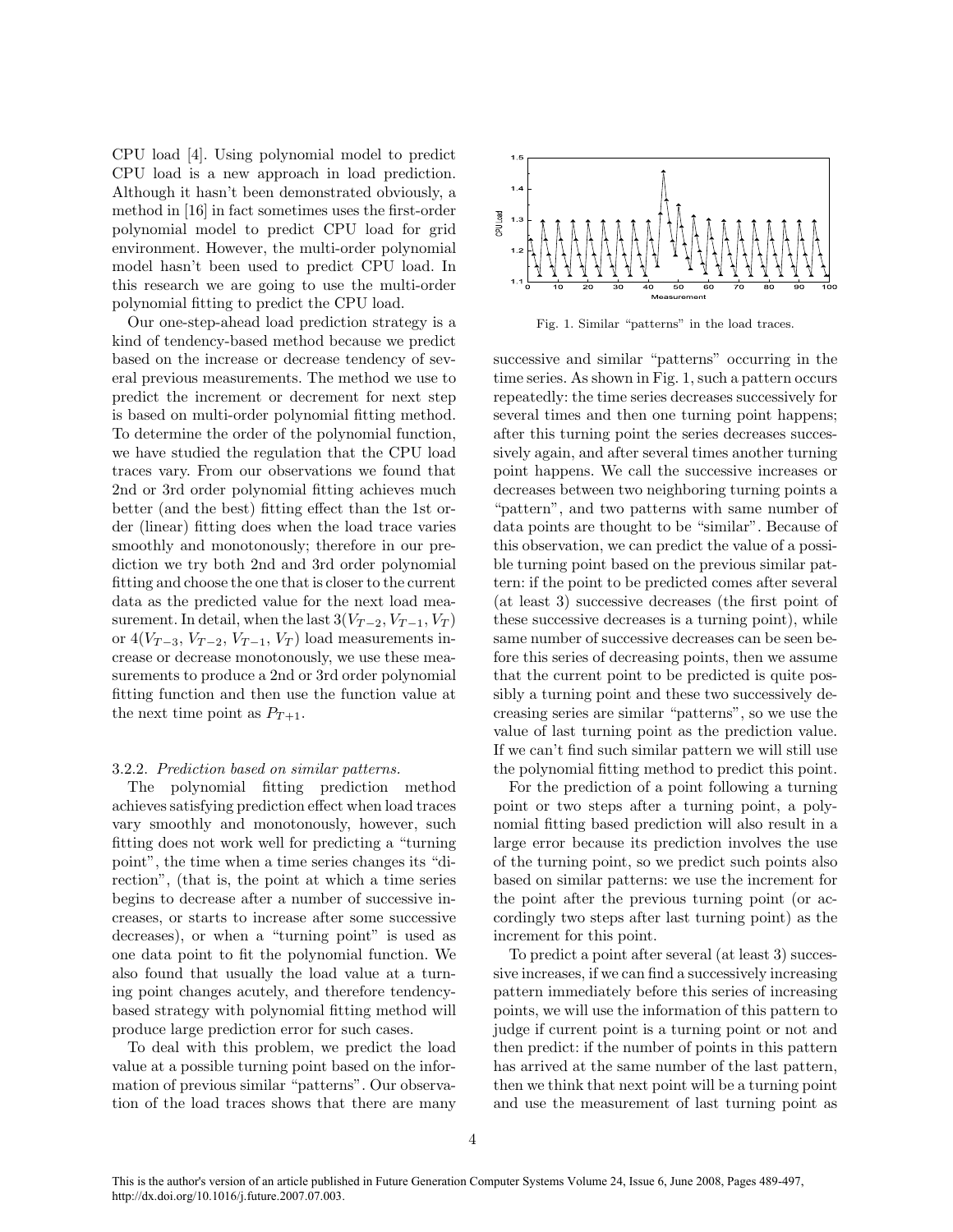CPU load [4]. Using polynomial model to predict CPU load is a new approach in load prediction. Although it hasn't been demonstrated obviously, a method in [16] in fact sometimes uses the first-order polynomial model to predict CPU load for grid environment. However, the multi-order polynomial model hasn't been used to predict CPU load. In this research we are going to use the multi-order polynomial fitting to predict the CPU load.

Our one-step-ahead load prediction strategy is a kind of tendency-based method because we predict based on the increase or decrease tendency of several previous measurements. The method we use to predict the increment or decrement for next step is based on multi-order polynomial fitting method. To determine the order of the polynomial function, we have studied the regulation that the CPU load traces vary. From our observations we found that 2nd or 3rd order polynomial fitting achieves much better (and the best) fitting effect than the 1st order (linear) fitting does when the load trace varies smoothly and monotonously; therefore in our prediction we try both 2nd and 3rd order polynomial fitting and choose the one that is closer to the current data as the predicted value for the next load measurement. In detail, when the last $3(V_{T-2}, V_{T-1}, V_T)$ or $4(V_{T-3}, V_{T-2}, V_{T-1}, V_T)$ load measurements increase or decrease monotonously, we use these measurements to produce a 2nd or 3rd order polynomial fitting function and then use the function value at the next time point as $P_{T+1}$.

### 3.2.2. *Prediction based on similar patterns.*

The polynomial fitting prediction method achieves satisfying prediction effect when load traces vary smoothly and monotonously, however, such fitting does not work well for predicting a "turning point", the time when a time series changes its "direction", (that is, the point at which a time series begins to decrease after a number of successive increases, or starts to increase after some successive decreases), or when a "turning point" is used as one data point to fit the polynomial function. We also found that usually the load value at a turning point changes acutely, and therefore tendency-based strategy with polynomial fitting method will produce large prediction error for such cases.

To deal with this problem, we predict the load value at a possible turning point based on the information of previous similar "patterns". Our observation of the load traces shows that there are many successive and similar "patterns" occurring in the time series. As shown in Fig. 1, such a pattern occurs repeatedly: the time series decreases successively for several times and then one turning point happens; after this turning point the series decreases successively again, and after several times another turning point happens. We call the successive increases or decreases between two neighboring turning points a "pattern", and two patterns with same number of data points are thought to be "similar". Because of this observation, we can predict the value of a possible turning point based on the previous similar pattern: if the point to be predicted comes after several (at least 3) successive decreases (the first point of these successive decreases is a turning point), while same number of successive decreases can be seen before this series of decreasing points, then we assume that the current point to be predicted is quite possibly a turning point and these two successively decreasing series are similar "patterns", so we use the value of last turning point as the prediction value. If we can't find such similar pattern we will still use the polynomial fitting method to predict this point.

Fig. 1. Similar "patterns" in the load traces.

For the prediction of a point following a turning point or two steps after a turning point, a polynomial fitting based prediction will also result in a large error because its prediction involves the use of the turning point, so we predict such points also based on similar patterns: we use the increment for the point after the previous turning point (or accordingly two steps after last turning point) as the increment for this point.

To predict a point after several (at least 3) successive increases, if we can find a successively increasing pattern immediately before this series of increasing points, we will use the information of this pattern to judge if current point is a turning point or not and then predict: if the number of points in this pattern has arrived at the same number of the last pattern, then we think that next point will be a turning point and use the measurement of last turning point as

This is the author's version of an article published in Future Generation Computer Systems Volume 24, Issue 6, June 2008, Pages 489-497, http://dx.doi.org/10.1016/j.future.2007.07.003.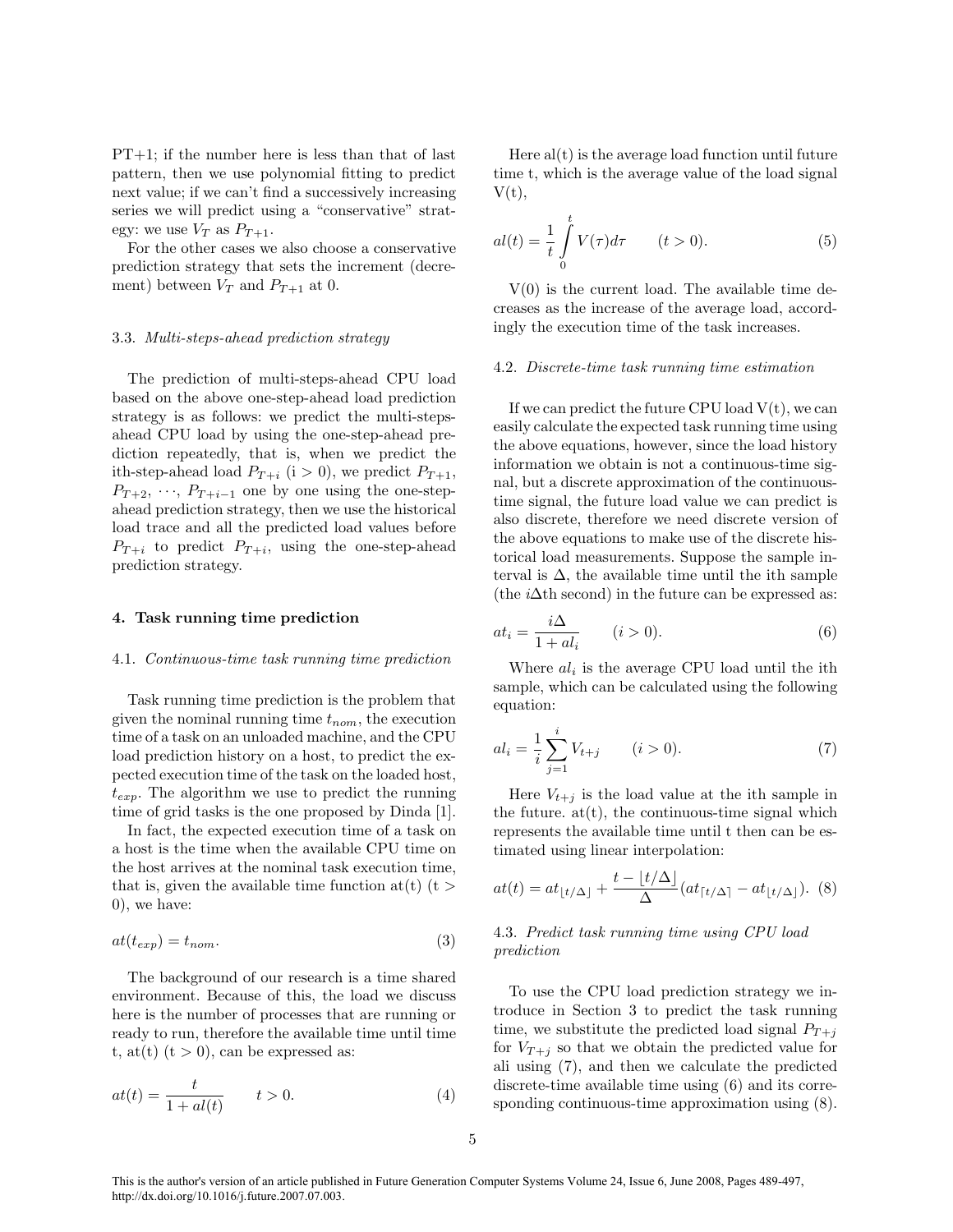PT+1; if the number here is less than that of last pattern, then we use polynomial fitting to predict next value; if we can't find a successively increasing series we will predict using a "conservative" strategy: we use $V_T$ as $P_{T+1}$.

For the other cases we also choose a conservative prediction strategy that sets the increment (decrement) between $V_T$ and $P_{T+1}$ at 0.

### 3.3. *Multi-steps-ahead prediction strategy*

The prediction of multi-steps-ahead CPU load based on the above one-step-ahead load prediction strategy is as follows: we predict the multi-steps-ahead CPU load by using the one-step-ahead prediction repeatedly, that is, when we predict the ith-step-ahead load $P_{T+i}$ (i > 0), we predict $P_{T+1}$, $P_{T+2}$, $\cdots$, $P_{T+i-1}$ one by one using the one-step-ahead prediction strategy, then we use the historical load trace and all the predicted load values before $P_{T+i}$ to predict $P_{T+i}$, using the one-step-ahead prediction strategy.

## 4. Task running time prediction

### 4.1. *Continuous-time task running time prediction*

Task running time prediction is the problem that given the nominal running time $t_{nom}$, the execution time of a task on an unloaded machine, and the CPU load prediction history on a host, to predict the expected execution time of the task on the loaded host, $t_{exp}$. The algorithm we use to predict the running time of grid tasks is the one proposed by Dinda [1].

In fact, the expected execution time of a task on a host is the time when the available CPU time on the host arrives at the nominal task execution time, that is, given the available time function at(t) (t > 0), we have:

$$at(t_{exp}) = t_{nom}. \tag{3}$$

The background of our research is a time shared environment. Because of this, the load we discuss here is the number of processes that are running or ready to run, therefore the available time until time t, at(t) (t > 0), can be expressed as:

$$at(t) = \frac{t}{1 + al(t)} \qquad t > 0. \tag{4}$$

Here al(t) is the average load function until future time t, which is the average value of the load signal V(t),

$$al(t) = \frac{1}{t}\int_{0}^{t} V(\tau)d\tau \qquad (t > 0). \tag{5}$$

V(0) is the current load. The available time decreases as the increase of the average load, accordingly the execution time of the task increases.

### 4.2. *Discrete-time task running time estimation*

If we can predict the future CPU load V(t), we can easily calculate the expected task running time using the above equations, however, since the load history information we obtain is not a continuous-time signal, but a discrete approximation of the continuous-time signal, the future load value we can predict is also discrete, therefore we need discrete version of the above equations to make use of the discrete historical load measurements. Suppose the sample interval is $\Delta$, the available time until the ith sample (the $i\Delta$th second) in the future can be expressed as:

$$at_i = \frac{i\Delta}{1 + al_i} \qquad (i > 0). \tag{6}$$

Where $al_i$ is the average CPU load until the ith sample, which can be calculated using the following equation:

$$al_i = \frac{1}{i}\sum_{j=1}^{i} V_{t+j} \qquad (i > 0). \tag{7}$$

Here $V_{t+j}$ is the load value at the ith sample in the future. at(t), the continuous-time signal which represents the available time until t then can be estimated using linear interpolation:

$$at(t) = at_{\lfloor t/\Delta \rfloor} + \frac{t - \lfloor t/\Delta \rfloor}{\Delta}(at_{\lceil t/\Delta \rceil} - at_{\lfloor t/\Delta \rfloor}). \tag{8}$$

### 4.3. *Predict task running time using CPU load prediction*

To use the CPU load prediction strategy we introduce in Section 3 to predict the task running time, we substitute the predicted load signal $P_{T+j}$ for $V_{T+j}$ so that we obtain the predicted value for ali using (7), and then we calculate the predicted discrete-time available time using (6) and its corresponding continuous-time approximation using (8).

This is the author's version of an article published in Future Generation Computer Systems Volume 24, Issue 6, June 2008, Pages 489-497, http://dx.doi.org/10.1016/j.future.2007.07.003.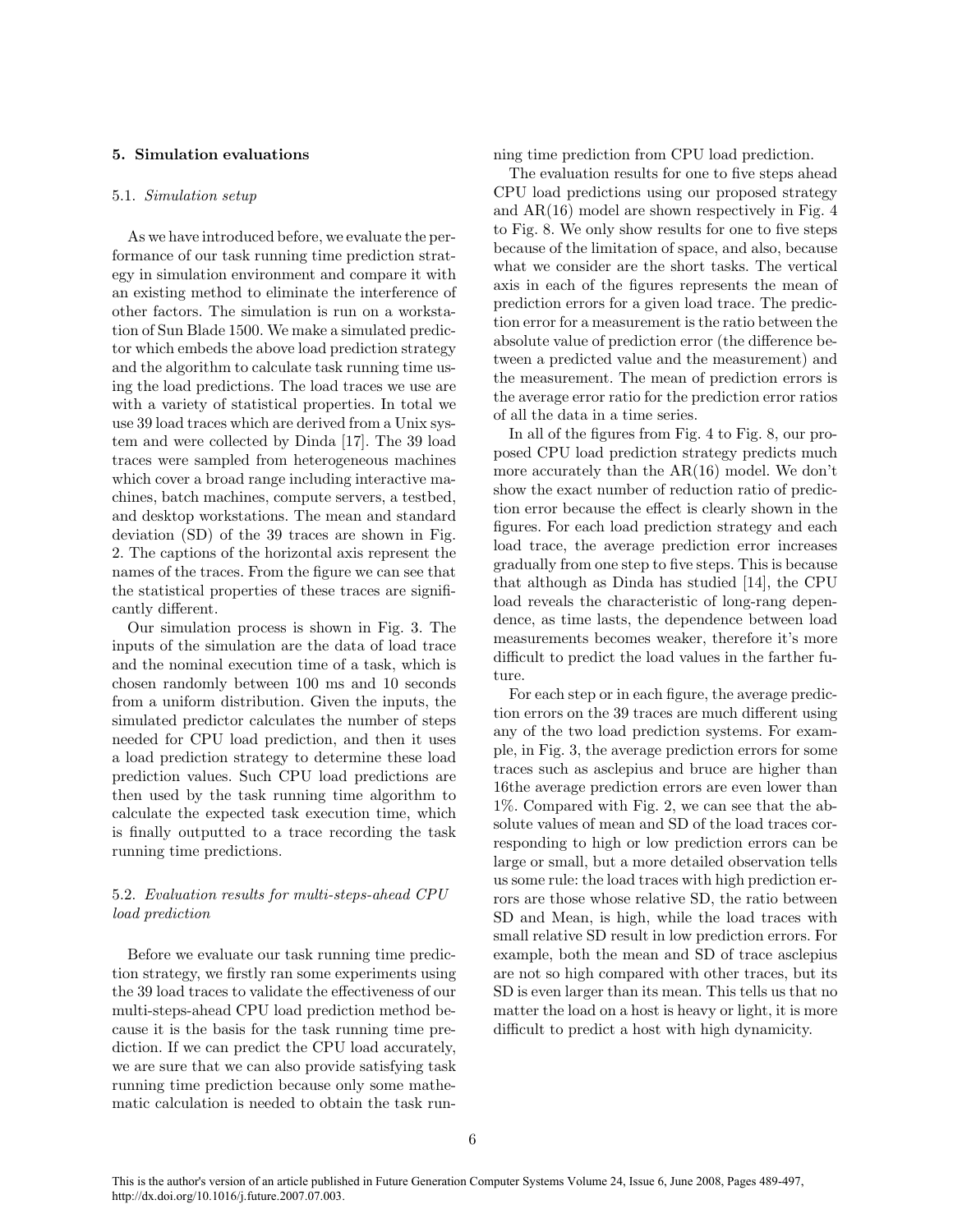## 5. Simulation evaluations

### 5.1. *Simulation setup*

As we have introduced before, we evaluate the performance of our task running time prediction strategy in simulation environment and compare it with an existing method to eliminate the interference of other factors. The simulation is run on a workstation of Sun Blade 1500. We make a simulated predictor which embeds the above load prediction strategy and the algorithm to calculate task running time using the load predictions. The load traces we use are with a variety of statistical properties. In total we use 39 load traces which are derived from a Unix system and were collected by Dinda [17]. The 39 load traces were sampled from heterogeneous machines which cover a broad range including interactive machines, batch machines, compute servers, a testbed, and desktop workstations. The mean and standard deviation (SD) of the 39 traces are shown in Fig. 2. The captions of the horizontal axis represent the names of the traces. From the figure we can see that the statistical properties of these traces are significantly different.

Our simulation process is shown in Fig. 3. The inputs of the simulation are the data of load trace and the nominal execution time of a task, which is chosen randomly between 100 ms and 10 seconds from a uniform distribution. Given the inputs, the simulated predictor calculates the number of steps needed for CPU load prediction, and then it uses a load prediction strategy to determine these load prediction values. Such CPU load predictions are then used by the task running time algorithm to calculate the expected task execution time, which is finally outputted to a trace recording the task running time predictions.

### 5.2. *Evaluation results for multi-steps-ahead CPU load prediction*

Before we evaluate our task running time prediction strategy, we firstly ran some experiments using the 39 load traces to validate the effectiveness of our multi-steps-ahead CPU load prediction method because it is the basis for the task running time prediction. If we can predict the CPU load accurately, we are sure that we can also provide satisfying task running time prediction because only some mathematic calculation is needed to obtain the task running time prediction from CPU load prediction.

The evaluation results for one to five steps ahead CPU load predictions using our proposed strategy and AR(16) model are shown respectively in Fig. 4 to Fig. 8. We only show results for one to five steps because of the limitation of space, and also, because what we consider are the short tasks. The vertical axis in each of the figures represents the mean of prediction errors for a given load trace. The prediction error for a measurement is the ratio between the absolute value of prediction error (the difference between a predicted value and the measurement) and the measurement. The mean of prediction errors is the average error ratio for the prediction error ratios of all the data in a time series.

In all of the figures from Fig. 4 to Fig. 8, our proposed CPU load prediction strategy predicts much more accurately than the AR(16) model. We don't show the exact number of reduction ratio of prediction error because the effect is clearly shown in the figures. For each load prediction strategy and each load trace, the average prediction error increases gradually from one step to five steps. This is because that although as Dinda has studied [14], the CPU load reveals the characteristic of long-rang dependence, as time lasts, the dependence between load measurements becomes weaker, therefore it's more difficult to predict the load values in the farther future.

For each step or in each figure, the average prediction errors on the 39 traces are much different using any of the two load prediction systems. For example, in Fig. 3, the average prediction errors for some traces such as asclepius and bruce are higher than 16the average prediction errors are even lower than 1%. Compared with Fig. 2, we can see that the absolute values of mean and SD of the load traces corresponding to high or low prediction errors can be large or small, but a more detailed observation tells us some rule: the load traces with high prediction errors are those whose relative SD, the ratio between SD and Mean, is high, while the load traces with small relative SD result in low prediction errors. For example, both the mean and SD of trace asclepius are not so high compared with other traces, but its SD is even larger than its mean. This tells us that no matter the load on a host is heavy or light, it is more difficult to predict a host with high dynamicity.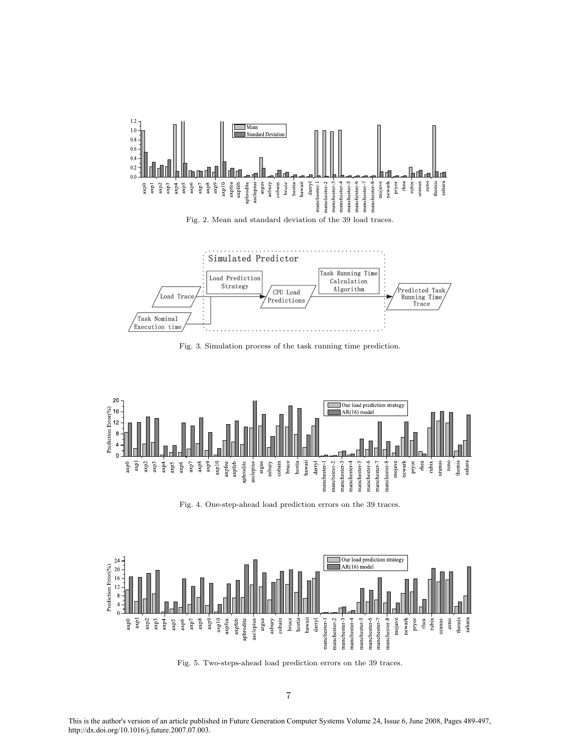Fig. 2. Mean and standard deviation of the 39 load traces.

Fig. 3. Simulation process of the task running time prediction.

Fig. 4. One-step-ahead load prediction errors on the 39 traces.

Fig. 5. Two-steps-ahead load prediction errors on the 39 traces.

This is the author's version of an article published in Future Generation Computer Systems Volume 24, Issue 6, June 2008, Pages 489-497, http://dx.doi.org/10.1016/j.future.2007.07.003.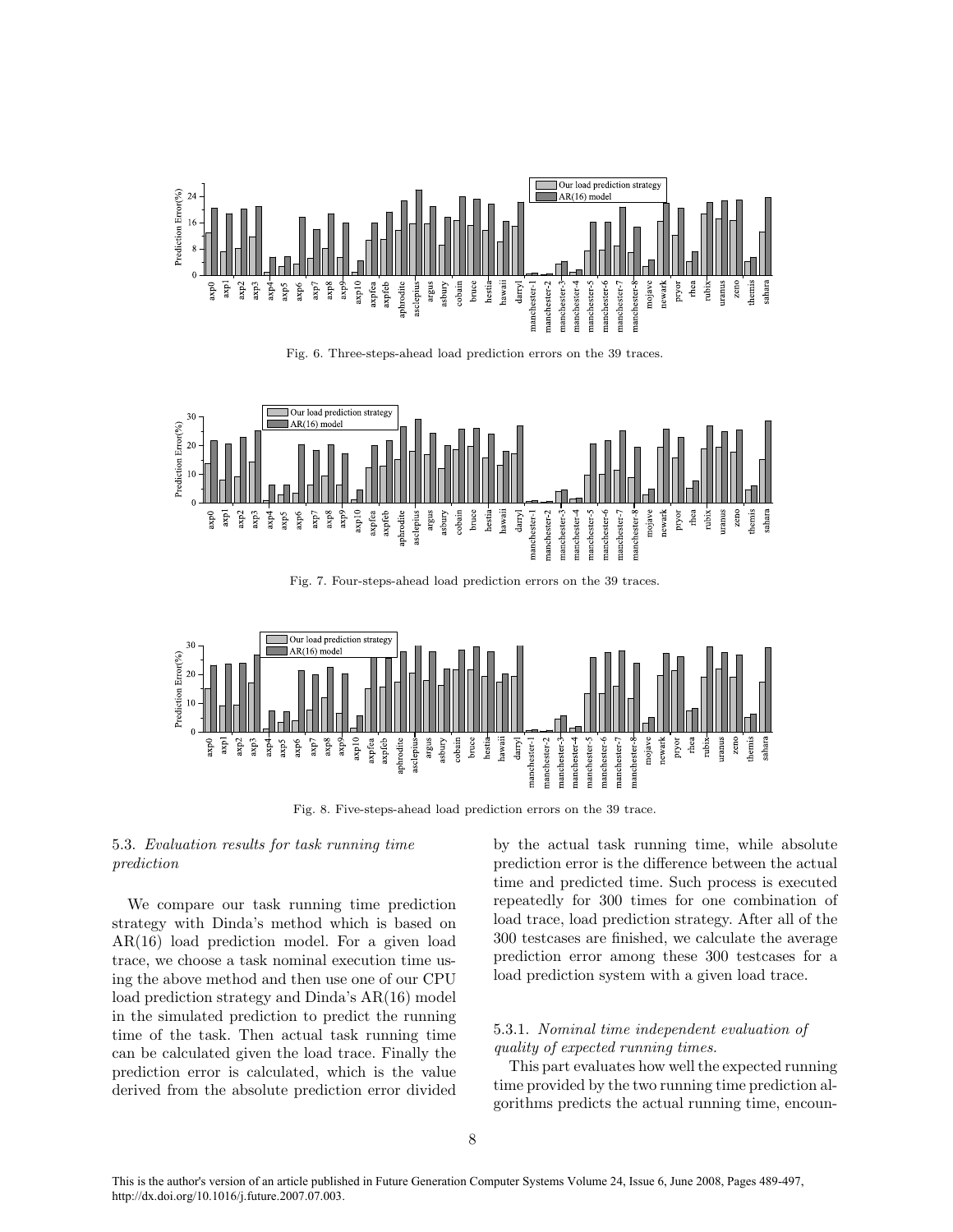Fig. 6. Three-steps-ahead load prediction errors on the 39 traces.

Fig. 7. Four-steps-ahead load prediction errors on the 39 traces.

Fig. 8. Five-steps-ahead load prediction errors on the 39 trace.

### 5.3. *Evaluation results for task running time prediction*

We compare our task running time prediction strategy with Dinda's method which is based on AR(16) load prediction model. For a given load trace, we choose a task nominal execution time using the above method and then use one of our CPU load prediction strategy and Dinda's AR(16) model in the simulated prediction to predict the running time of the task. Then actual task running time can be calculated given the load trace. Finally the prediction error is calculated, which is the value derived from the absolute prediction error divided by the actual task running time, while absolute prediction error is the difference between the actual time and predicted time. Such process is executed repeatedly for 300 times for one combination of load trace, load prediction strategy. After all of the 300 testcases are finished, we calculate the average prediction error among these 300 testcases for a load prediction system with a given load trace.

#### 5.3.1. *Nominal time independent evaluation of quality of expected running times.*

This part evaluates how well the expected running time provided by the two running time prediction algorithms predicts the actual running time, encoun-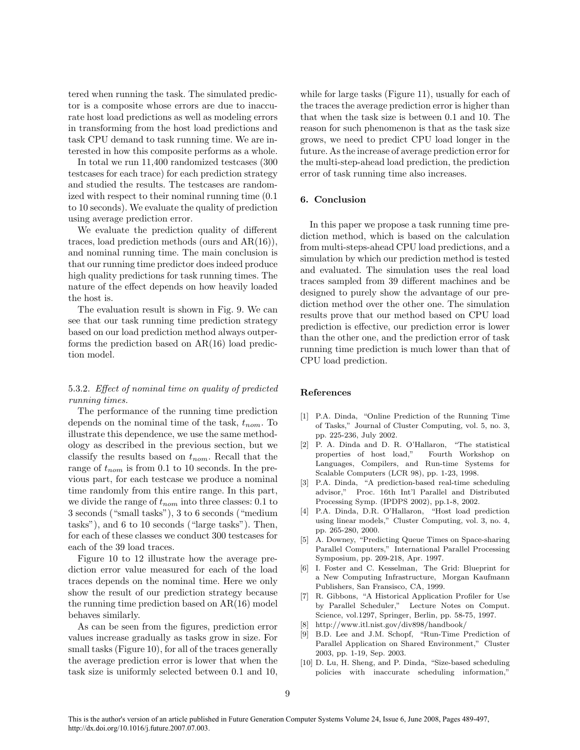tered when running the task. The simulated predictor is a composite whose errors are due to inaccurate host load predictions as well as modeling errors in transforming from the host load predictions and task CPU demand to task running time. We are interested in how this composite performs as a whole.

In total we run 11,400 randomized testcases (300 testcases for each trace) for each prediction strategy and studied the results. The testcases are randomized with respect to their nominal running time (0.1 to 10 seconds). We evaluate the quality of prediction using average prediction error.

We evaluate the prediction quality of different traces, load prediction methods (ours and AR(16)), and nominal running time. The main conclusion is that our running time predictor does indeed produce high quality predictions for task running times. The nature of the effect depends on how heavily loaded the host is.

The evaluation result is shown in Fig. 9. We can see that our task running time prediction strategy based on our load prediction method always outperforms the prediction based on AR(16) load prediction model.

#### 5.3.2. *Effect of nominal time on quality of predicted running times.*

The performance of the running time prediction depends on the nominal time of the task, $t_{nom}$. To illustrate this dependence, we use the same methodology as described in the previous section, but we classify the results based on $t_{nom}$. Recall that the range of $t_{nom}$ is from 0.1 to 10 seconds. In the previous part, for each testcase we produce a nominal time randomly from this entire range. In this part, we divide the range of $t_{nom}$ into three classes: 0.1 to 3 seconds ("small tasks"), 3 to 6 seconds ("medium tasks"), and 6 to 10 seconds ("large tasks"). Then, for each of these classes we conduct 300 testcases for each of the 39 load traces.

Figure 10 to 12 illustrate how the average prediction error value measured for each of the load traces depends on the nominal time. Here we only show the result of our prediction strategy because the running time prediction based on AR(16) model behaves similarly.

As can be seen from the figures, prediction error values increase gradually as tasks grow in size. For small tasks (Figure 10), for all of the traces generally the average prediction error is lower that when the task size is uniformly selected between 0.1 and 10, while for large tasks (Figure 11), usually for each of the traces the average prediction error is higher than that when the task size is between 0.1 and 10. The reason for such phenomenon is that as the task size grows, we need to predict CPU load longer in the future. As the increase of average prediction error for the multi-step-ahead load prediction, the prediction error of task running time also increases.

## 6. Conclusion

In this paper we propose a task running time prediction method, which is based on the calculation from multi-steps-ahead CPU load predictions, and a simulation by which our prediction method is tested and evaluated. The simulation uses the real load traces sampled from 39 different machines and be designed to purely show the advantage of our prediction method over the other one. The simulation results prove that our method based on CPU load prediction is effective, our prediction error is lower than the other one, and the prediction error of task running time prediction is much lower than that of CPU load prediction.

## References

[1] P.A. Dinda, "Online Prediction of the Running Time of Tasks," Journal of Cluster Computing, vol. 5, no. 3, pp. 225-236, July 2002.

[2] P. A. Dinda and D. R. O'Hallaron, "The statistical properties of host load," Fourth Workshop on Languages, Compilers, and Run-time Systems for Scalable Computers (LCR 98), pp. 1-23, 1998.

[3] P.A. Dinda, "A prediction-based real-time scheduling advisor," Proc. 16th Int'l Parallel and Distributed Processing Symp. (IPDPS 2002), pp.1-8, 2002.

[4] P.A. Dinda, D.R. O'Hallaron, "Host load prediction using linear models," Cluster Computing, vol. 3, no. 4, pp. 265-280, 2000.

[5] A. Downey, "Predicting Queue Times on Space-sharing Parallel Computers," International Parallel Processing Symposium, pp. 209-218, Apr. 1997.

[6] I. Foster and C. Kesselman, The Grid: Blueprint for a New Computing Infrastructure, Morgan Kaufmann Publishers, San Fransisco, CA, 1999.

[7] R. Gibbons, "A Historical Application Profiler for Use by Parallel Scheduler," Lecture Notes on Comput. Science, vol.1297, Springer, Berlin, pp. 58-75, 1997.

[8] http://www.itl.nist.gov/div898/handbook/

[9] B.D. Lee and J.M. Schopf, "Run-Time Prediction of Parallel Application on Shared Environment," Cluster 2003, pp. 1-19, Sep. 2003.

[10] D. Lu, H. Sheng, and P. Dinda, "Size-based scheduling policies with inaccurate scheduling information,"

This is the author's version of an article published in Future Generation Computer Systems Volume 24, Issue 6, June 2008, Pages 489-497, http://dx.doi.org/10.1016/j.future.2007.07.003.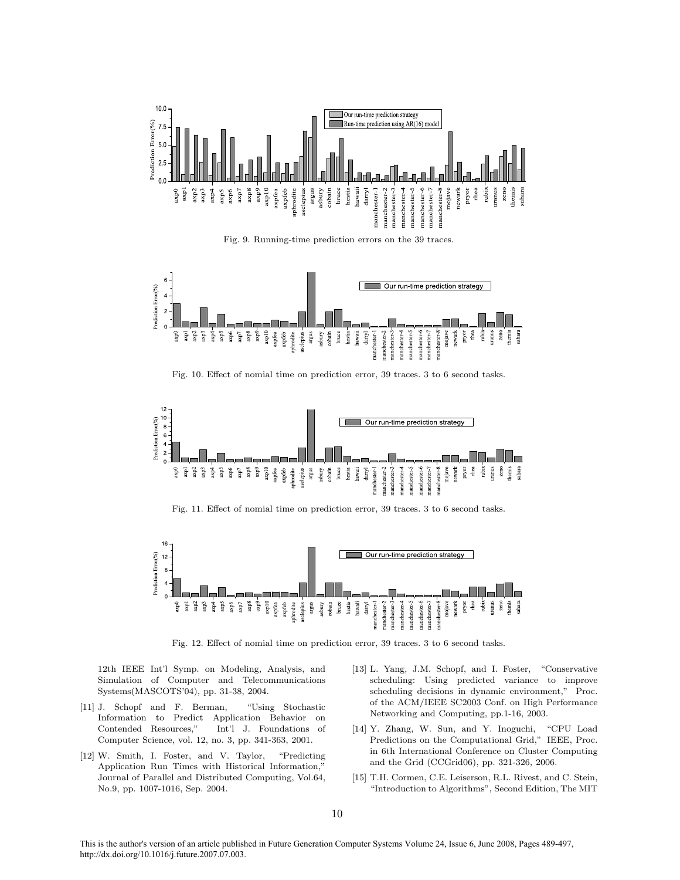Fig. 9. Running-time prediction errors on the 39 traces.

Fig. 10. Effect of nomial time on prediction error, 39 traces. 3 to 6 second tasks.

Fig. 11. Effect of nomial time on prediction error, 39 traces. 3 to 6 second tasks.

Fig. 12. Effect of nomial time on prediction error, 39 traces. 3 to 6 second tasks.

12th IEEE Int'l Symp. on Modeling, Analysis, and Simulation of Computer and Telecommunications Systems(MASCOTS'04), pp. 31-38, 2004.

[11] J. Schopf and F. Berman, "Using Stochastic Information to Predict Application Behavior on Contended Resources," Int'l J. Foundations of Computer Science, vol. 12, no. 3, pp. 341-363, 2001.

[12] W. Smith, I. Foster, and V. Taylor, "Predicting Application Run Times with Historical Information," Journal of Parallel and Distributed Computing, Vol.64, No.9, pp. 1007-1016, Sep. 2004.

[13] L. Yang, J.M. Schopf, and I. Foster, "Conservative scheduling: Using predicted variance to improve scheduling decisions in dynamic environment," Proc. of the ACM/IEEE SC2003 Conf. on High Performance Networking and Computing, pp.1-16, 2003.

[14] Y. Zhang, W. Sun, and Y. Inoguchi, "CPU Load Predictions on the Computational Grid," IEEE, Proc. in 6th International Conference on Cluster Computing and the Grid (CCGrid06), pp. 321-326, 2006.

[15] T.H. Cormen, C.E. Leiserson, R.L. Rivest, and C. Stein, "Introduction to Algorithms", Second Edition, The MIT

This is the author's version of an article published in Future Generation Computer Systems Volume 24, Issue 6, June 2008, Pages 489-497, http://dx.doi.org/10.1016/j.future.2007.07.003.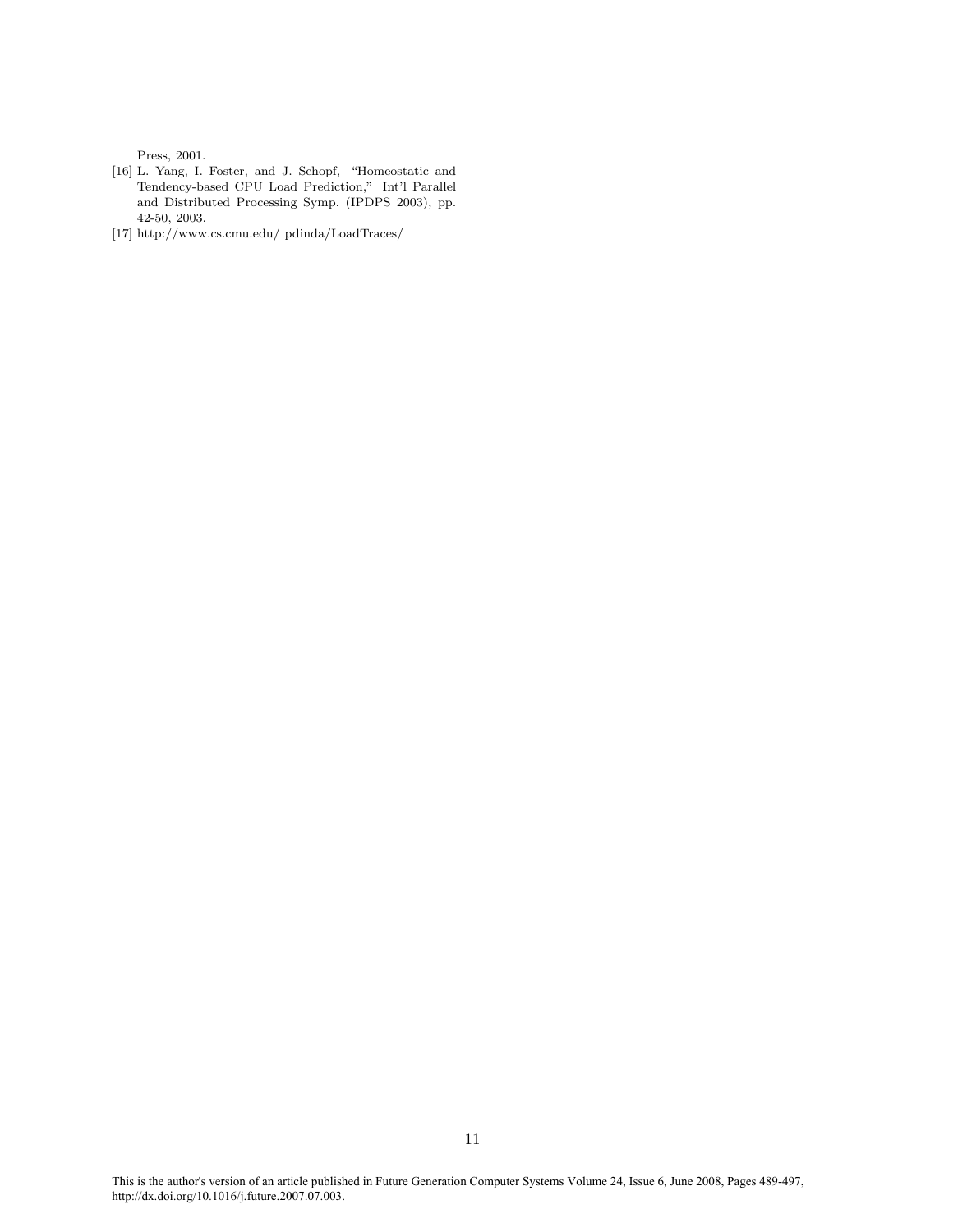Press, 2001.

[16] L. Yang, I. Foster, and J. Schopf, "Homeostatic and Tendency-based CPU Load Prediction," Int'l Parallel and Distributed Processing Symp. (IPDPS 2003), pp. 42-50, 2003.

[17] http://www.cs.cmu.edu/ pdinda/LoadTraces/

This is the author's version of an article published in Future Generation Computer Systems Volume 24, Issue 6, June 2008, Pages 489-497, http://dx.doi.org/10.1016/j.future.2007.07.003.